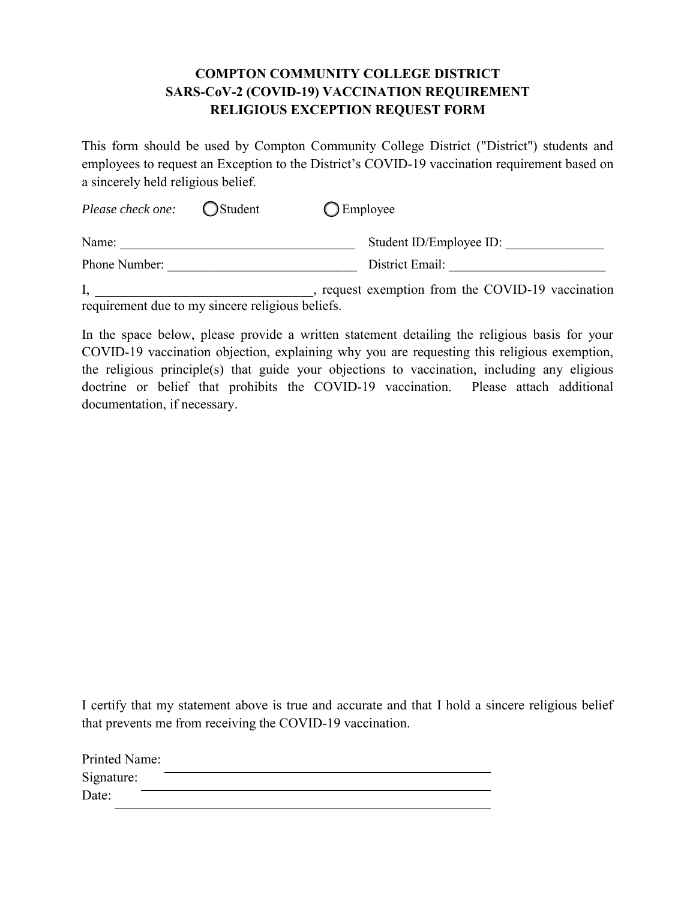**COMPTON COMMUNITY COLLEGE DISTRICT**
**SARS-CoV-2 (COVID-19) VACCINATION REQUIREMENT**
**RELIGIOUS EXCEPTION REQUEST FORM**

This form should be used by Compton Community College District ("District") students and employees to request an Exception to the District's COVID-19 vaccination requirement based on a sincerely held religious belief.

*Please check one:* ◯ Student ◯ Employee

Name: ____________________________________ Student ID/Employee ID: _______________

Phone Number: _____________________________ District Email: ________________________

I, ________________________________, request exemption from the COVID-19 vaccination requirement due to my sincere religious beliefs.

In the space below, please provide a written statement detailing the religious basis for your COVID-19 vaccination objection, explaining why you are requesting this religious exemption, the religious principle(s) that guide your objections to vaccination, including any eligious doctrine or belief that prohibits the COVID-19 vaccination. Please attach additional documentation, if necessary.

I certify that my statement above is true and accurate and that I hold a sincere religious belief that prevents me from receiving the COVID-19 vaccination.

Printed Name: ____________________________________

Signature: ____________________________________

Date: ____________________________________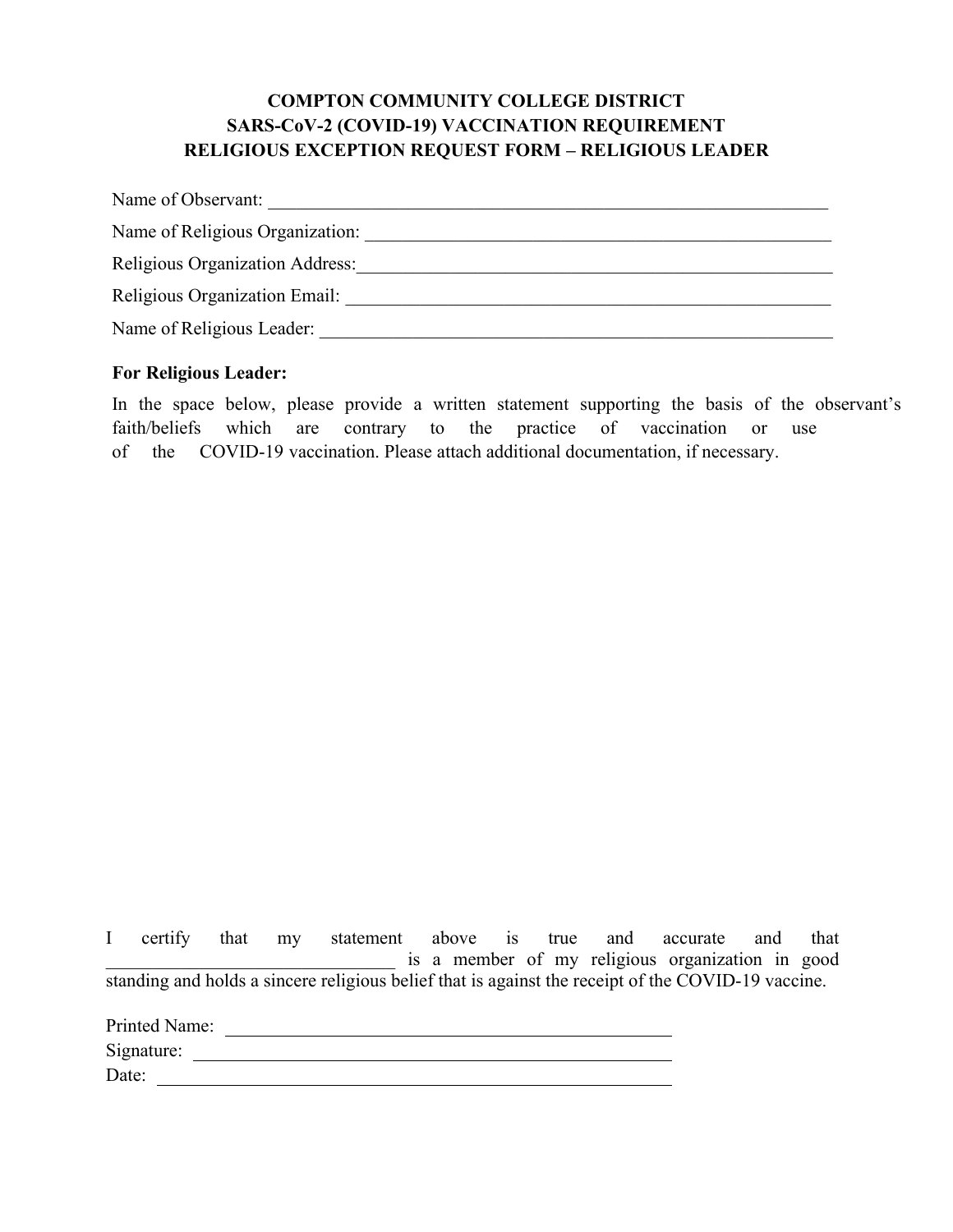**COMPTON COMMUNITY COLLEGE DISTRICT**
**SARS-CoV-2 (COVID-19) VACCINATION REQUIREMENT**
**RELIGIOUS EXCEPTION REQUEST FORM – RELIGIOUS LEADER**

Name of Observant: ___________________________________________________________

Name of Religious Organization: ______________________________________________

Religious Organization Address:______________________________________________

Religious Organization Email: _______________________________________________

Name of Religious Leader: __________________________________________________

**For Religious Leader:**

In the space below, please provide a written statement supporting the basis of the observant's faith/beliefs which are contrary to the practice of vaccination or use of the COVID-19 vaccination. Please attach additional documentation, if necessary.

I certify that my statement above is true and accurate and that ______________________________ is a member of my religious organization in good standing and holds a sincere religious belief that is against the receipt of the COVID-19 vaccine.

Printed Name: _______________________________________________

Signature: __________________________________________________

Date: ______________________________________________________